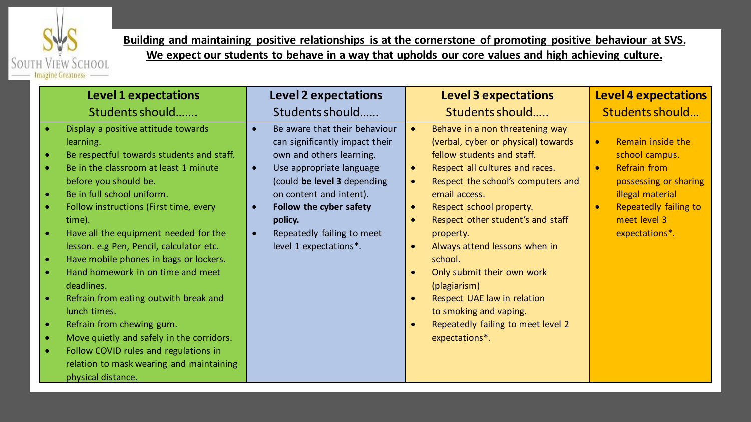SOUTH VIEW SCHOOL
Imagine Greatness

**Building and maintaining positive relationships is at the cornerstone of promoting positive behaviour at SVS.**
**We expect our students to behave in a way that upholds our core values and high achieving culture.**

| **Level 1 expectations**<br>Students should……. | **Level 2 expectations**<br>Students should…… | **Level 3 expectations**<br>Students should….. | **Level 4 expectations**<br>Students should… |
|---|---|---|---|
| • Display a positive attitude towards learning.<br>• Be respectful towards students and staff.<br>• Be in the classroom at least 1 minute before you should be.<br>• Be in full school uniform.<br>• Follow instructions (First time, every time).<br>• Have all the equipment needed for the lesson. e.g Pen, Pencil, calculator etc.<br>• Have mobile phones in bags or lockers.<br>• Hand homework in on time and meet deadlines.<br>• Refrain from eating outwith break and lunch times.<br>• Refrain from chewing gum.<br>• Move quietly and safely in the corridors.<br>• Follow COVID rules and regulations in relation to mask wearing and maintaining physical distance. | • Be aware that their behaviour can significantly impact their own and others learning.<br>• Use appropriate language (could **be level 3** depending on content and intent).<br>• **Follow the cyber safety policy.**<br>• Repeatedly failing to meet level 1 expectations*. | • Behave in a non threatening way (verbal, cyber or physical) towards fellow students and staff.<br>• Respect all cultures and races.<br>• Respect the school's computers and email access.<br>• Respect school property.<br>• Respect other student's and staff property.<br>• Always attend lessons when in school.<br>• Only submit their own work (plagiarism)<br>• Respect UAE law in relation to smoking and vaping.<br>• Repeatedly failing to meet level 2 expectations*. | • Remain inside the school campus.<br>• Refrain from possessing or sharing illegal material<br>• Repeatedly failing to meet level 3 expectations*. |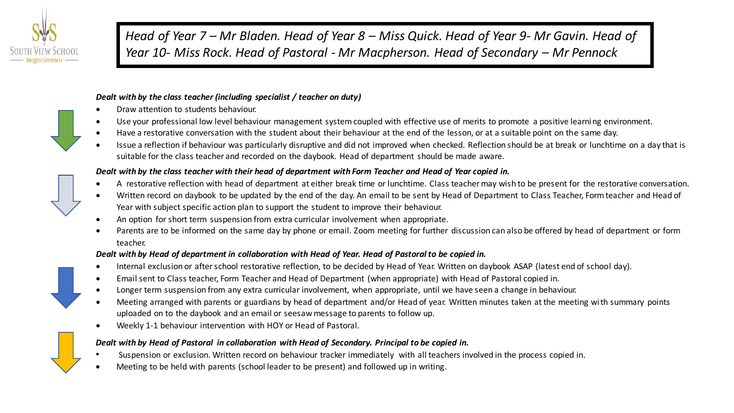*Head of Year 7 – Mr Bladen. Head of Year 8 – Miss Quick. Head of Year 9- Mr Gavin. Head of Year 10- Miss Rock. Head of Pastoral - Mr Macpherson. Head of Secondary – Mr Pennock*

***Dealt with by the class teacher (including specialist / teacher on duty)***

- Draw attention to students behaviour.
- Use your professional low level behaviour management system coupled with effective use of merits to promote a positive learning environment.
- Have a restorative conversation with the student about their behaviour at the end of the lesson, or at a suitable point on the same day.
- Issue a reflection if behaviour was particularly disruptive and did not improved when checked. Reflection should be at break or lunchtime on a day that is suitable for the class teacher and recorded on the daybook. Head of department should be made aware.

***Dealt with by the class teacher with their head of department with Form Teacher and Head of Year copied in.***

- A restorative reflection with head of department at either break time or lunchtime. Class teacher may wish to be present for the restorative conversation.
- Written record on daybook to be updated by the end of the day. An email to be sent by Head of Department to Class Teacher, Form teacher and Head of Year with subject specific action plan to support the student to improve their behaviour.
- An option for short term suspension from extra curricular involvement when appropriate.
- Parents are to be informed on the same day by phone or email. Zoom meeting for further discussion can also be offered by head of department or form teacher.

***Dealt with by Head of department in collaboration with Head of Year. Head of Pastoral to be copied in.***

- Internal exclusion or after school restorative reflection, to be decided by Head of Year. Written on daybook ASAP (latest end of school day).
- Email sent to Class teacher, Form Teacher and Head of Department (when appropriate) with Head of Pastoral copied in.
- Longer term suspension from any extra curricular involvement, when appropriate, until we have seen a change in behaviour.
- Meeting arranged with parents or guardians by head of department and/or Head of year. Written minutes taken at the meeting with summary points uploaded on to the daybook and an email or seesaw message to parents to follow up.
- Weekly 1-1 behaviour intervention with HOY or Head of Pastoral.

***Dealt with by Head of Pastoral in collaboration with Head of Secondary. Principal to be copied in.***

- Suspension or exclusion. Written record on behaviour tracker immediately with all teachers involved in the process copied in.
- Meeting to be held with parents (school leader to be present) and followed up in writing.